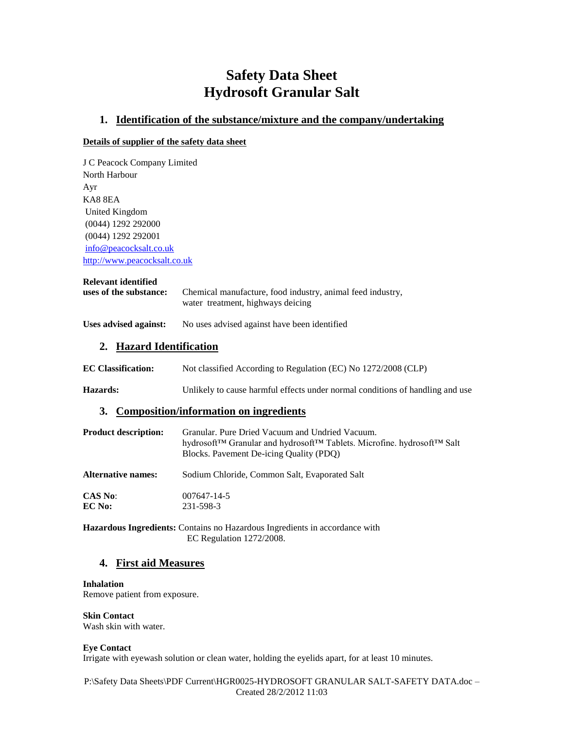# Safety Data Sheet
# Hydrosoft Granular Salt

## 1. Identification of the substance/mixture and the company/undertaking

**Details of supplier of the safety data sheet**

J C Peacock Company Limited
North Harbour
Ayr
KA8 8EA
United Kingdom
(0044) 1292 292000
(0044) 1292 292001
info@peacocksalt.co.uk
http://www.peacocksalt.co.uk

**Relevant identified uses of the substance:** Chemical manufacture, food industry, animal feed industry, water treatment, highways deicing

**Uses advised against:** No uses advised against have been identified

## 2. Hazard Identification

**EC Classification:** Not classified According to Regulation (EC) No 1272/2008 (CLP)

**Hazards:** Unlikely to cause harmful effects under normal conditions of handling and use

## 3. Composition/information on ingredients

**Product description:** Granular. Pure Dried Vacuum and Undried Vacuum. hydrosoft™ Granular and hydrosoft™ Tablets. Microfine. hydrosoft™ Salt Blocks. Pavement De-icing Quality (PDQ)

**Alternative names:** Sodium Chloride, Common Salt, Evaporated Salt

**CAS No**: 007647-14-5
**EC No:** 231-598-3

**Hazardous Ingredients:** Contains no Hazardous Ingredients in accordance with EC Regulation 1272/2008.

## 4. First aid Measures

**Inhalation**
Remove patient from exposure.

**Skin Contact**
Wash skin with water.

**Eye Contact**
Irrigate with eyewash solution or clean water, holding the eyelids apart, for at least 10 minutes.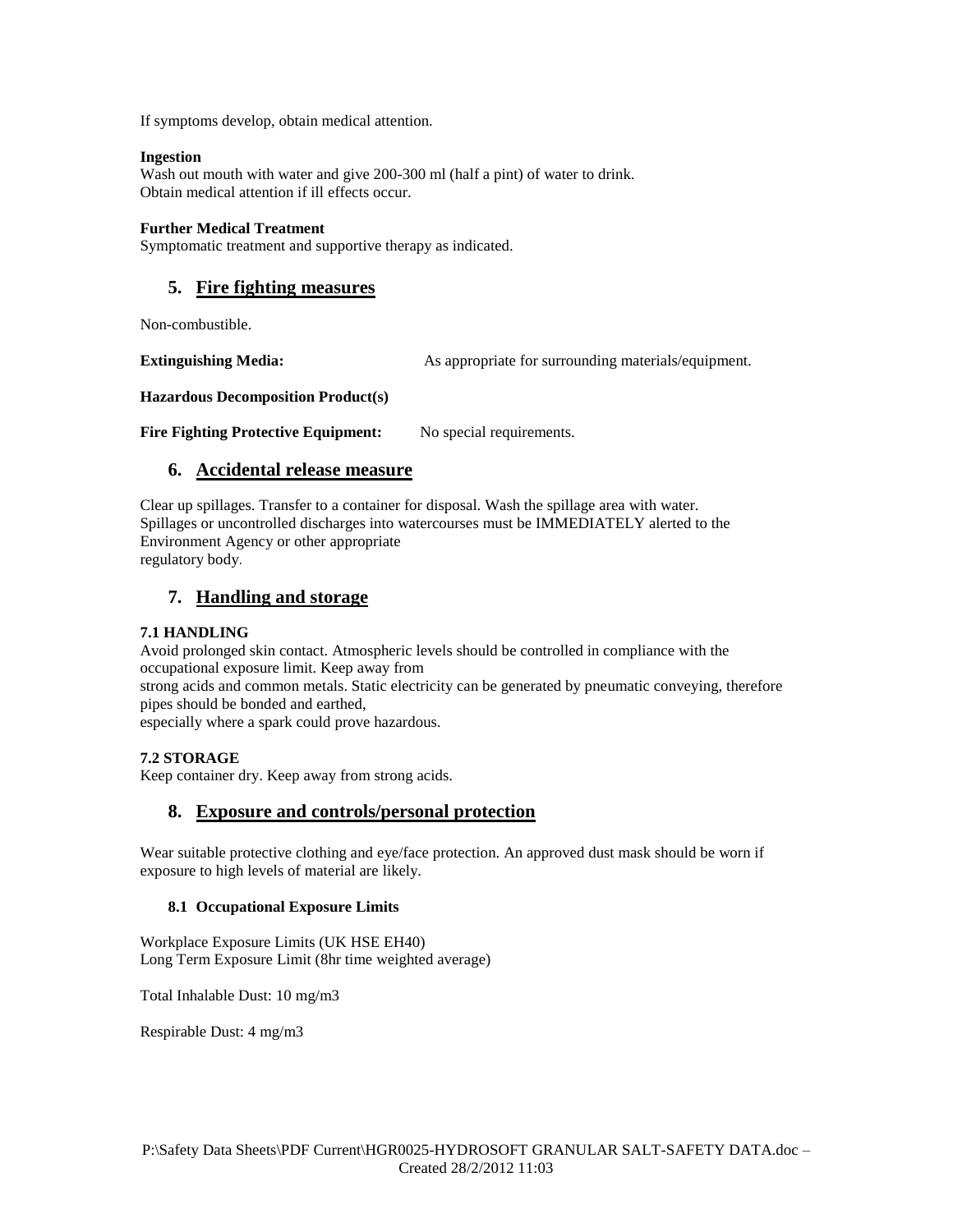If symptoms develop, obtain medical attention.

**Ingestion**

Wash out mouth with water and give 200-300 ml (half a pint) of water to drink.
Obtain medical attention if ill effects occur.

**Further Medical Treatment**

Symptomatic treatment and supportive therapy as indicated.

## 5. Fire fighting measures

Non-combustible.

**Extinguishing Media:** As appropriate for surrounding materials/equipment.

**Hazardous Decomposition Product(s)**

**Fire Fighting Protective Equipment:** No special requirements.

## 6. Accidental release measure

Clear up spillages. Transfer to a container for disposal. Wash the spillage area with water.
Spillages or uncontrolled discharges into watercourses must be IMMEDIATELY alerted to the Environment Agency or other appropriate regulatory body.

## 7. Handling and storage

**7.1 HANDLING**

Avoid prolonged skin contact. Atmospheric levels should be controlled in compliance with the occupational exposure limit. Keep away from strong acids and common metals. Static electricity can be generated by pneumatic conveying, therefore pipes should be bonded and earthed, especially where a spark could prove hazardous.

**7.2 STORAGE**

Keep container dry. Keep away from strong acids.

## 8. Exposure and controls/personal protection

Wear suitable protective clothing and eye/face protection. An approved dust mask should be worn if exposure to high levels of material are likely.

### 8.1 Occupational Exposure Limits

Workplace Exposure Limits (UK HSE EH40)
Long Term Exposure Limit (8hr time weighted average)

Total Inhalable Dust: 10 mg/m3

Respirable Dust: 4 mg/m3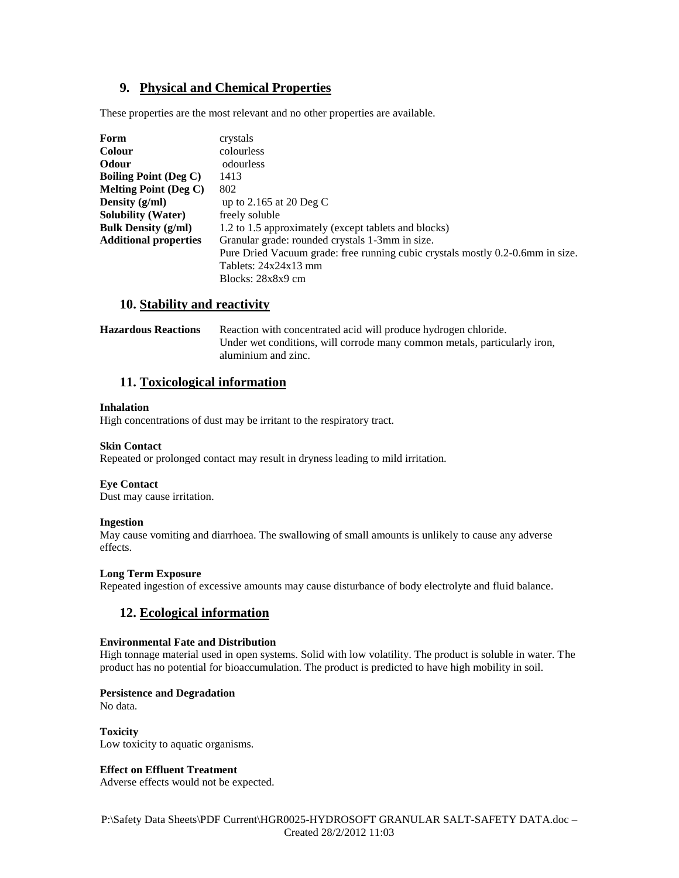## 9. Physical and Chemical Properties

These properties are the most relevant and no other properties are available.

| | |
|---|---|
| **Form** | crystals |
| **Colour** | colourless |
| **Odour** | odourless |
| **Boiling Point (Deg C)** | 1413 |
| **Melting Point (Deg C)** | 802 |
| **Density (g/ml)** | up to 2.165 at 20 Deg C |
| **Solubility (Water)** | freely soluble |
| **Bulk Density (g/ml)** | 1.2 to 1.5 approximately (except tablets and blocks) |
| **Additional properties** | Granular grade: rounded crystals 1-3mm in size.<br>Pure Dried Vacuum grade: free running cubic crystals mostly 0.2-0.6mm in size.<br>Tablets: 24x24x13 mm<br>Blocks: 28x8x9 cm |

## 10. Stability and reactivity

**Hazardous Reactions** Reaction with concentrated acid will produce hydrogen chloride. Under wet conditions, will corrode many common metals, particularly iron, aluminium and zinc.

## 11. Toxicological information

**Inhalation**
High concentrations of dust may be irritant to the respiratory tract.

**Skin Contact**
Repeated or prolonged contact may result in dryness leading to mild irritation.

**Eye Contact**
Dust may cause irritation.

**Ingestion**
May cause vomiting and diarrhoea. The swallowing of small amounts is unlikely to cause any adverse effects.

**Long Term Exposure**
Repeated ingestion of excessive amounts may cause disturbance of body electrolyte and fluid balance.

## 12. Ecological information

**Environmental Fate and Distribution**
High tonnage material used in open systems. Solid with low volatility. The product is soluble in water. The product has no potential for bioaccumulation. The product is predicted to have high mobility in soil.

**Persistence and Degradation**
No data.

**Toxicity**
Low toxicity to aquatic organisms.

**Effect on Effluent Treatment**
Adverse effects would not be expected.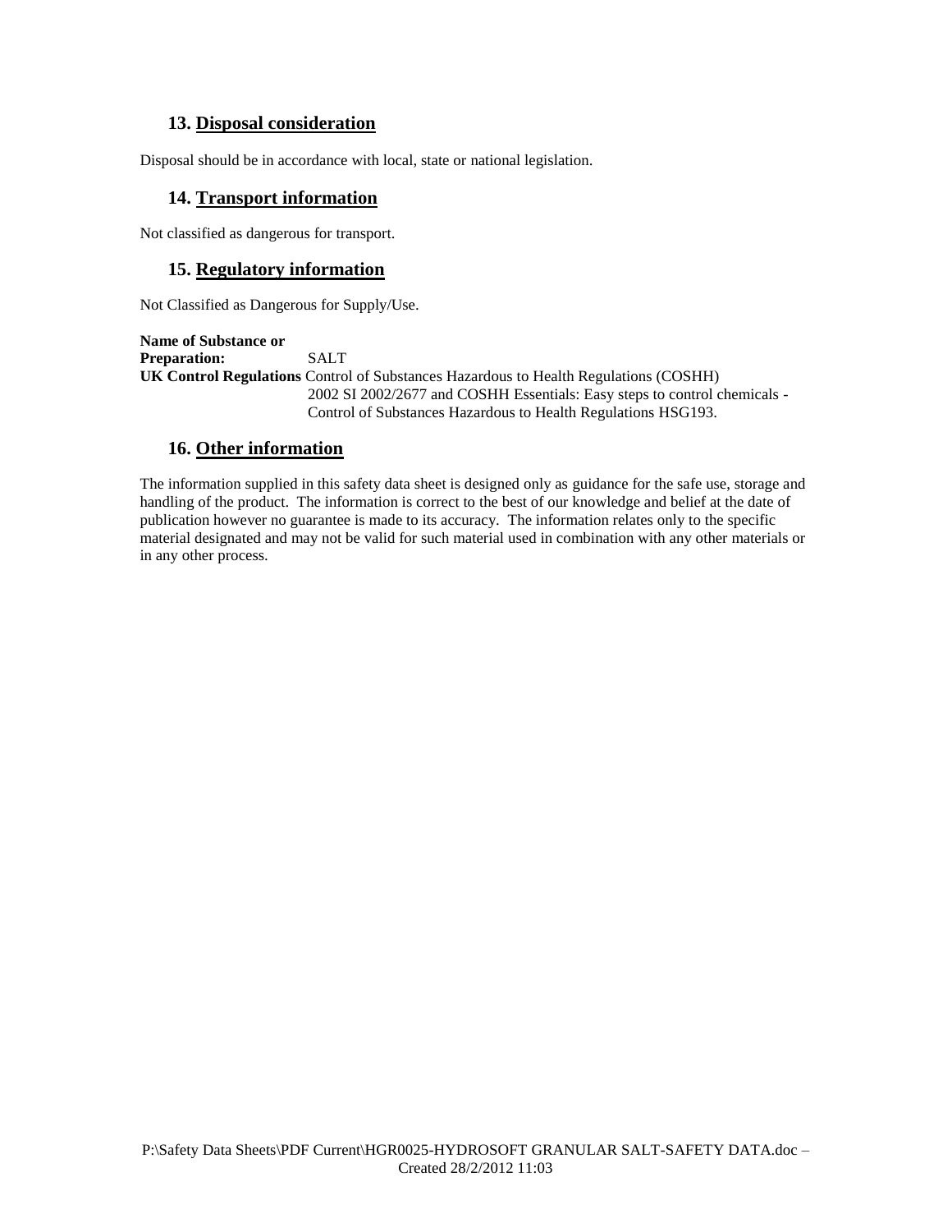## 13. Disposal consideration

Disposal should be in accordance with local, state or national legislation.

## 14. Transport information

Not classified as dangerous for transport.

## 15. Regulatory information

Not Classified as Dangerous for Supply/Use.

| | |
|---|---|
| **Name of Substance or Preparation:** | SALT |
| **UK Control Regulations** | Control of Substances Hazardous to Health Regulations (COSHH) 2002 SI 2002/2677 and COSHH Essentials: Easy steps to control chemicals - Control of Substances Hazardous to Health Regulations HSG193. |

## 16. Other information

The information supplied in this safety data sheet is designed only as guidance for the safe use, storage and handling of the product. The information is correct to the best of our knowledge and belief at the date of publication however no guarantee is made to its accuracy. The information relates only to the specific material designated and may not be valid for such material used in combination with any other materials or in any other process.